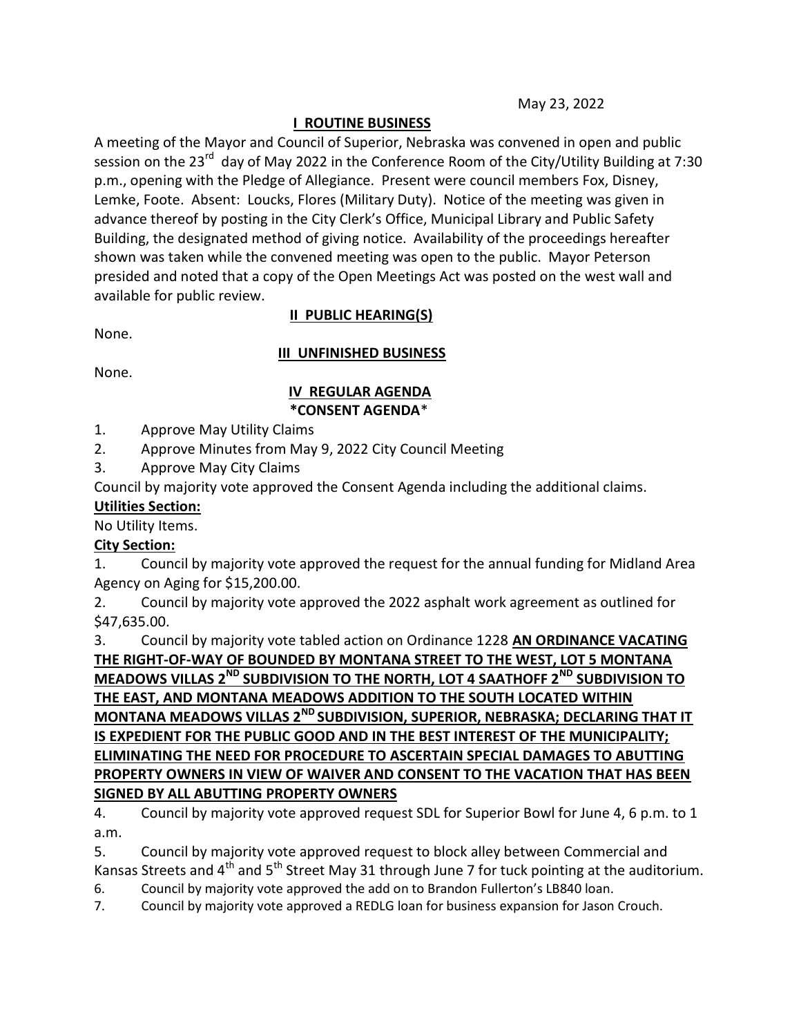May 23, 2022

## I ROUTINE BUSINESS

A meeting of the Mayor and Council of Superior, Nebraska was convened in open and public session on the 23rd day of May 2022 in the Conference Room of the City/Utility Building at 7:30 p.m., opening with the Pledge of Allegiance. Present were council members Fox, Disney, Lemke, Foote. Absent: Loucks, Flores (Military Duty). Notice of the meeting was given in advance thereof by posting in the City Clerk's Office, Municipal Library and Public Safety Building, the designated method of giving notice. Availability of the proceedings hereafter shown was taken while the convened meeting was open to the public. Mayor Peterson presided and noted that a copy of the Open Meetings Act was posted on the west wall and available for public review.

## II PUBLIC HEARING(S)

None.

## III UNFINISHED BUSINESS

None.

## IV REGULAR AGENDA

### *CONSENT AGENDA*

1. Approve May Utility Claims
2. Approve Minutes from May 9, 2022 City Council Meeting
3. Approve May City Claims

Council by majority vote approved the Consent Agenda including the additional claims.

**Utilities Section:**

No Utility Items.

**City Section:**

1. Council by majority vote approved the request for the annual funding for Midland Area Agency on Aging for $15,200.00.
2. Council by majority vote approved the 2022 asphalt work agreement as outlined for $47,635.00.
3. Council by majority vote tabled action on Ordinance 1228 **AN ORDINANCE VACATING THE RIGHT-OF-WAY OF BOUNDED BY MONTANA STREET TO THE WEST, LOT 5 MONTANA MEADOWS VILLAS 2ND SUBDIVISION TO THE NORTH, LOT 4 SAATHOFF 2ND SUBDIVISION TO THE EAST, AND MONTANA MEADOWS ADDITION TO THE SOUTH LOCATED WITHIN MONTANA MEADOWS VILLAS 2ND SUBDIVISION, SUPERIOR, NEBRASKA; DECLARING THAT IT IS EXPEDIENT FOR THE PUBLIC GOOD AND IN THE BEST INTEREST OF THE MUNICIPALITY; ELIMINATING THE NEED FOR PROCEDURE TO ASCERTAIN SPECIAL DAMAGES TO ABUTTING PROPERTY OWNERS IN VIEW OF WAIVER AND CONSENT TO THE VACATION THAT HAS BEEN SIGNED BY ALL ABUTTING PROPERTY OWNERS**
4. Council by majority vote approved request SDL for Superior Bowl for June 4, 6 p.m. to 1 a.m.
5. Council by majority vote approved request to block alley between Commercial and Kansas Streets and 4th and 5th Street May 31 through June 7 for tuck pointing at the auditorium.
6. Council by majority vote approved the add on to Brandon Fullerton's LB840 loan.
7. Council by majority vote approved a REDLG loan for business expansion for Jason Crouch.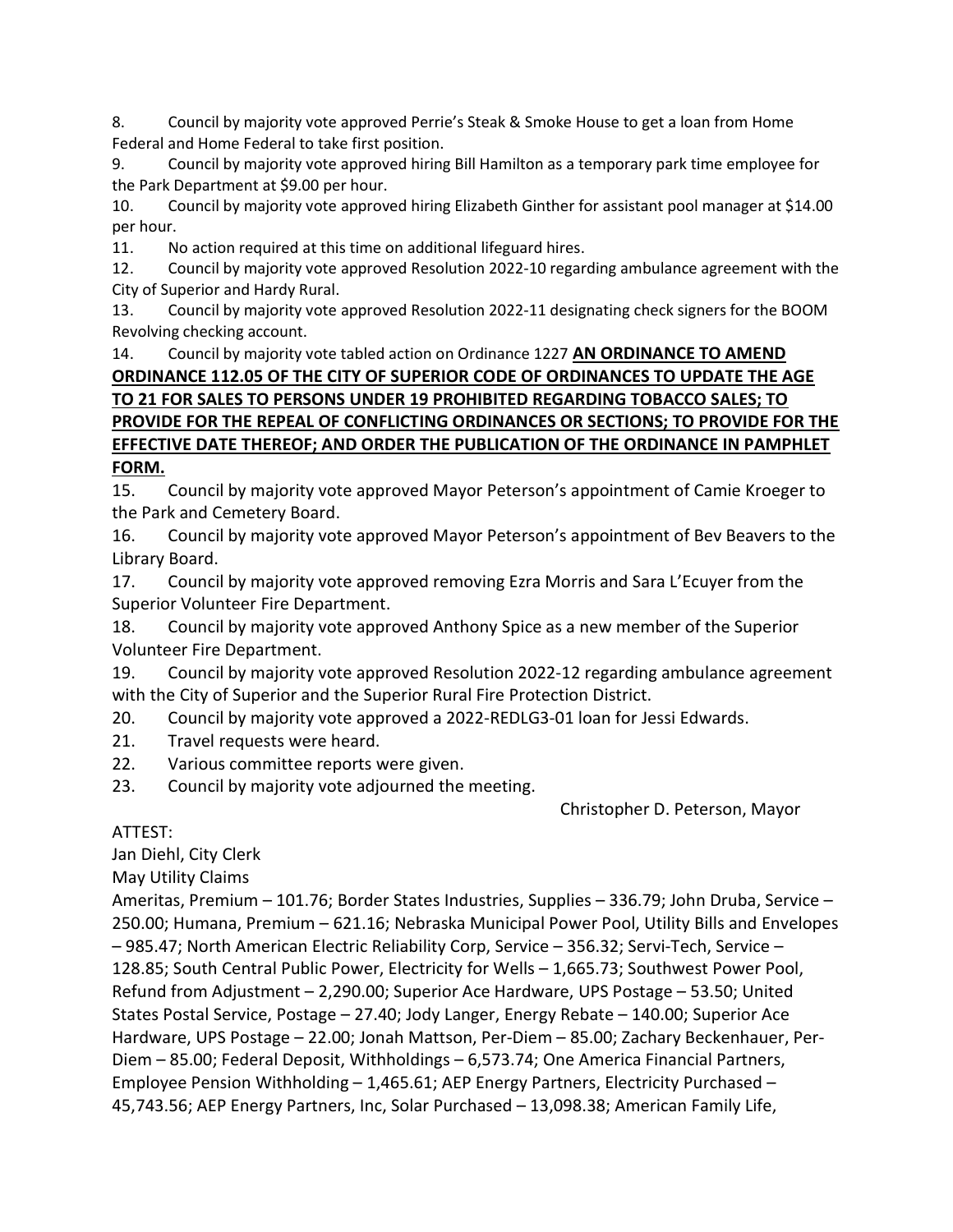8. Council by majority vote approved Perrie's Steak & Smoke House to get a loan from Home Federal and Home Federal to take first position.
9. Council by majority vote approved hiring Bill Hamilton as a temporary park time employee for the Park Department at $9.00 per hour.
10. Council by majority vote approved hiring Elizabeth Ginther for assistant pool manager at $14.00 per hour.
11. No action required at this time on additional lifeguard hires.
12. Council by majority vote approved Resolution 2022-10 regarding ambulance agreement with the City of Superior and Hardy Rural.
13. Council by majority vote approved Resolution 2022-11 designating check signers for the BOOM Revolving checking account.
14. Council by majority vote tabled action on Ordinance 1227 **AN ORDINANCE TO AMEND ORDINANCE 112.05 OF THE CITY OF SUPERIOR CODE OF ORDINANCES TO UPDATE THE AGE TO 21 FOR SALES TO PERSONS UNDER 19 PROHIBITED REGARDING TOBACCO SALES; TO PROVIDE FOR THE REPEAL OF CONFLICTING ORDINANCES OR SECTIONS; TO PROVIDE FOR THE EFFECTIVE DATE THEREOF; AND ORDER THE PUBLICATION OF THE ORDINANCE IN PAMPHLET FORM.**
15. Council by majority vote approved Mayor Peterson's appointment of Camie Kroeger to the Park and Cemetery Board.
16. Council by majority vote approved Mayor Peterson's appointment of Bev Beavers to the Library Board.
17. Council by majority vote approved removing Ezra Morris and Sara L'Ecuyer from the Superior Volunteer Fire Department.
18. Council by majority vote approved Anthony Spice as a new member of the Superior Volunteer Fire Department.
19. Council by majority vote approved Resolution 2022-12 regarding ambulance agreement with the City of Superior and the Superior Rural Fire Protection District.
20. Council by majority vote approved a 2022-REDLG3-01 loan for Jessi Edwards.
21. Travel requests were heard.
22. Various committee reports were given.
23. Council by majority vote adjourned the meeting.

Christopher D. Peterson, Mayor

ATTEST:
Jan Diehl, City Clerk

May Utility Claims

Ameritas, Premium – 101.76; Border States Industries, Supplies – 336.79; John Druba, Service – 250.00; Humana, Premium – 621.16; Nebraska Municipal Power Pool, Utility Bills and Envelopes – 985.47; North American Electric Reliability Corp, Service – 356.32; Servi-Tech, Service – 128.85; South Central Public Power, Electricity for Wells – 1,665.73; Southwest Power Pool, Refund from Adjustment – 2,290.00; Superior Ace Hardware, UPS Postage – 53.50; United States Postal Service, Postage – 27.40; Jody Langer, Energy Rebate – 140.00; Superior Ace Hardware, UPS Postage – 22.00; Jonah Mattson, Per-Diem – 85.00; Zachary Beckenhauer, Per-Diem – 85.00; Federal Deposit, Withholdings – 6,573.74; One America Financial Partners, Employee Pension Withholding – 1,465.61; AEP Energy Partners, Electricity Purchased – 45,743.56; AEP Energy Partners, Inc, Solar Purchased – 13,098.38; American Family Life,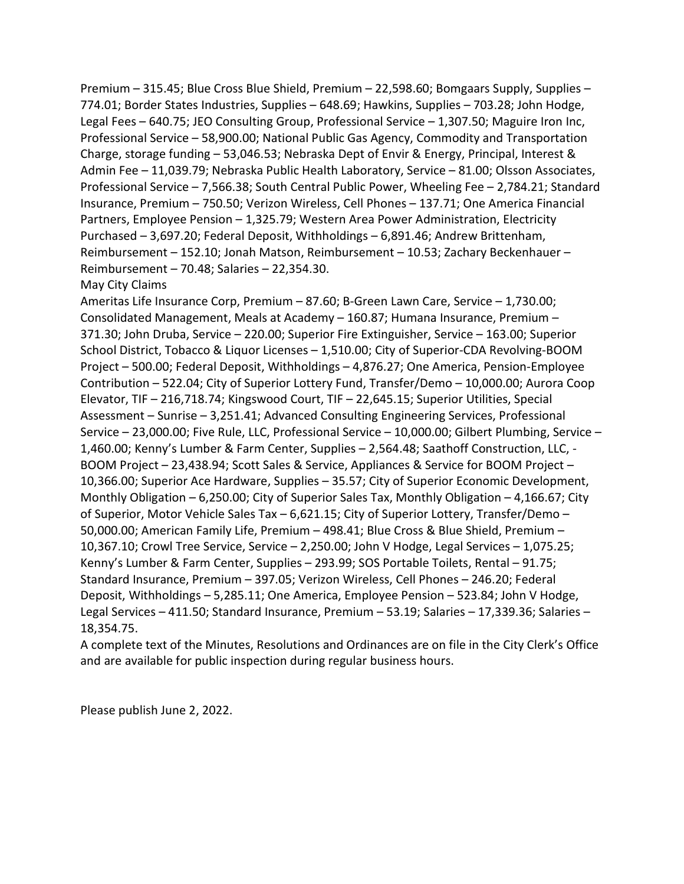Premium – 315.45; Blue Cross Blue Shield, Premium – 22,598.60; Bomgaars Supply, Supplies – 774.01; Border States Industries, Supplies – 648.69; Hawkins, Supplies – 703.28; John Hodge, Legal Fees – 640.75; JEO Consulting Group, Professional Service – 1,307.50; Maguire Iron Inc, Professional Service – 58,900.00; National Public Gas Agency, Commodity and Transportation Charge, storage funding – 53,046.53; Nebraska Dept of Envir & Energy, Principal, Interest & Admin Fee – 11,039.79; Nebraska Public Health Laboratory, Service – 81.00; Olsson Associates, Professional Service – 7,566.38; South Central Public Power, Wheeling Fee – 2,784.21; Standard Insurance, Premium – 750.50; Verizon Wireless, Cell Phones – 137.71; One America Financial Partners, Employee Pension – 1,325.79; Western Area Power Administration, Electricity Purchased – 3,697.20; Federal Deposit, Withholdings – 6,891.46; Andrew Brittenham, Reimbursement – 152.10; Jonah Matson, Reimbursement – 10.53; Zachary Beckenhauer – Reimbursement – 70.48; Salaries – 22,354.30.

May City Claims

Ameritas Life Insurance Corp, Premium – 87.60; B-Green Lawn Care, Service – 1,730.00; Consolidated Management, Meals at Academy – 160.87; Humana Insurance, Premium – 371.30; John Druba, Service – 220.00; Superior Fire Extinguisher, Service – 163.00; Superior School District, Tobacco & Liquor Licenses – 1,510.00; City of Superior-CDA Revolving-BOOM Project – 500.00; Federal Deposit, Withholdings – 4,876.27; One America, Pension-Employee Contribution – 522.04; City of Superior Lottery Fund, Transfer/Demo – 10,000.00; Aurora Coop Elevator, TIF – 216,718.74; Kingswood Court, TIF – 22,645.15; Superior Utilities, Special Assessment – Sunrise – 3,251.41; Advanced Consulting Engineering Services, Professional Service – 23,000.00; Five Rule, LLC, Professional Service – 10,000.00; Gilbert Plumbing, Service – 1,460.00; Kenny's Lumber & Farm Center, Supplies – 2,564.48; Saathoff Construction, LLC, - BOOM Project – 23,438.94; Scott Sales & Service, Appliances & Service for BOOM Project – 10,366.00; Superior Ace Hardware, Supplies – 35.57; City of Superior Economic Development, Monthly Obligation – 6,250.00; City of Superior Sales Tax, Monthly Obligation – 4,166.67; City of Superior, Motor Vehicle Sales Tax – 6,621.15; City of Superior Lottery, Transfer/Demo – 50,000.00; American Family Life, Premium – 498.41; Blue Cross & Blue Shield, Premium – 10,367.10; Crowl Tree Service, Service – 2,250.00; John V Hodge, Legal Services – 1,075.25; Kenny's Lumber & Farm Center, Supplies – 293.99; SOS Portable Toilets, Rental – 91.75; Standard Insurance, Premium – 397.05; Verizon Wireless, Cell Phones – 246.20; Federal Deposit, Withholdings – 5,285.11; One America, Employee Pension – 523.84; John V Hodge, Legal Services – 411.50; Standard Insurance, Premium – 53.19; Salaries – 17,339.36; Salaries – 18,354.75.

A complete text of the Minutes, Resolutions and Ordinances are on file in the City Clerk's Office and are available for public inspection during regular business hours.

Please publish June 2, 2022.